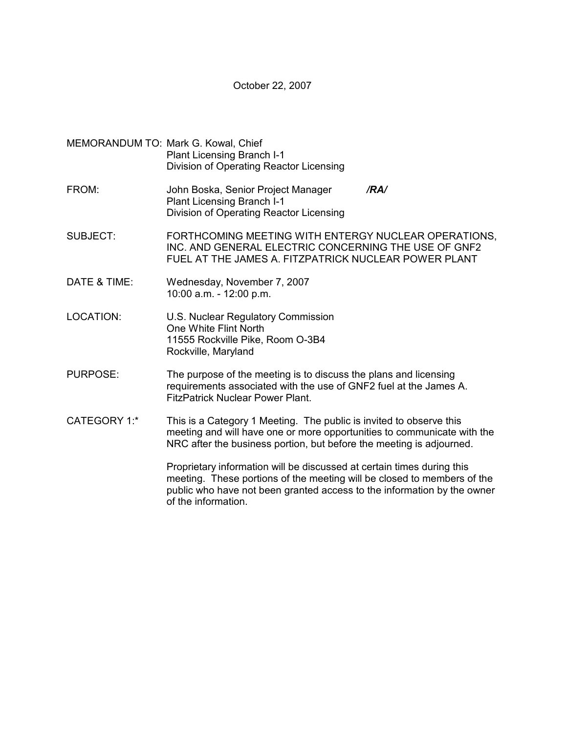October 22, 2007

MEMORANDUM TO: Mark G. Kowal, Chief
Plant Licensing Branch I-1
Division of Operating Reactor Licensing

FROM: John Boska, Senior Project Manager ***/RA/***
Plant Licensing Branch I-1
Division of Operating Reactor Licensing

SUBJECT: FORTHCOMING MEETING WITH ENTERGY NUCLEAR OPERATIONS, INC. AND GENERAL ELECTRIC CONCERNING THE USE OF GNF2 FUEL AT THE JAMES A. FITZPATRICK NUCLEAR POWER PLANT

DATE & TIME: Wednesday, November 7, 2007
10:00 a.m. - 12:00 p.m.

LOCATION: U.S. Nuclear Regulatory Commission
One White Flint North
11555 Rockville Pike, Room O-3B4
Rockville, Maryland

PURPOSE: The purpose of the meeting is to discuss the plans and licensing requirements associated with the use of GNF2 fuel at the James A. FitzPatrick Nuclear Power Plant.

CATEGORY 1:* This is a Category 1 Meeting. The public is invited to observe this meeting and will have one or more opportunities to communicate with the NRC after the business portion, but before the meeting is adjourned.

Proprietary information will be discussed at certain times during this meeting. These portions of the meeting will be closed to members of the public who have not been granted access to the information by the owner of the information.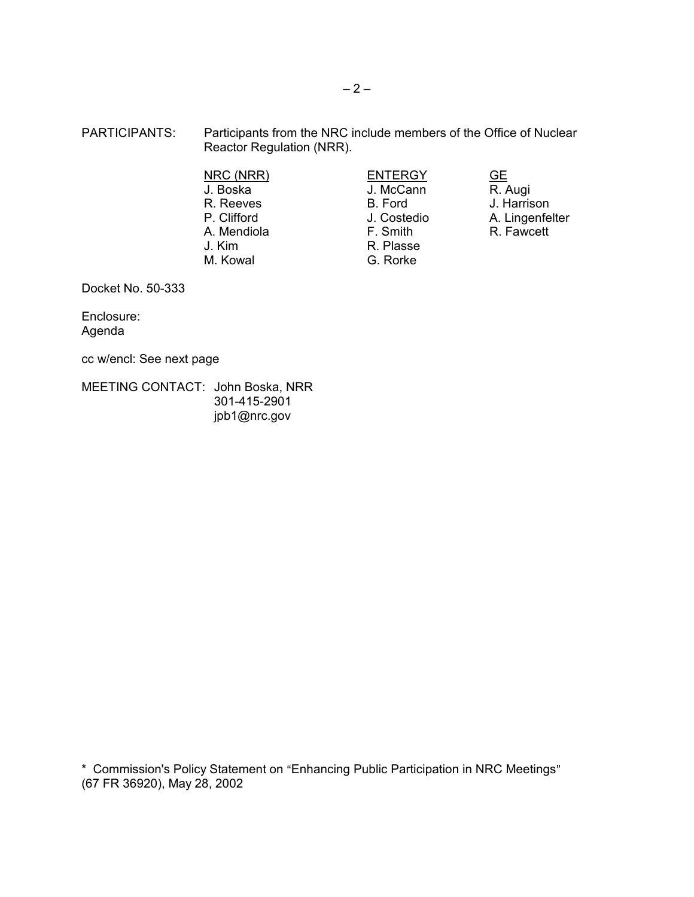PARTICIPANTS: Participants from the NRC include members of the Office of Nuclear Reactor Regulation (NRR).

| NRC (NRR) | ENTERGY | GE |
|---|---|---|
| J. Boska | J. McCann | R. Augi |
| R. Reeves | B. Ford | J. Harrison |
| P. Clifford | J. Costedio | A. Lingenfelter |
| A. Mendiola | F. Smith | R. Fawcett |
| J. Kim | R. Plasse | |
| M. Kowal | G. Rorke | |

Docket No. 50-333

Enclosure:
Agenda

cc w/encl: See next page

MEETING CONTACT: John Boska, NRR
301-415-2901
jpb1@nrc.gov

\* Commission's Policy Statement on "Enhancing Public Participation in NRC Meetings" (67 FR 36920), May 28, 2002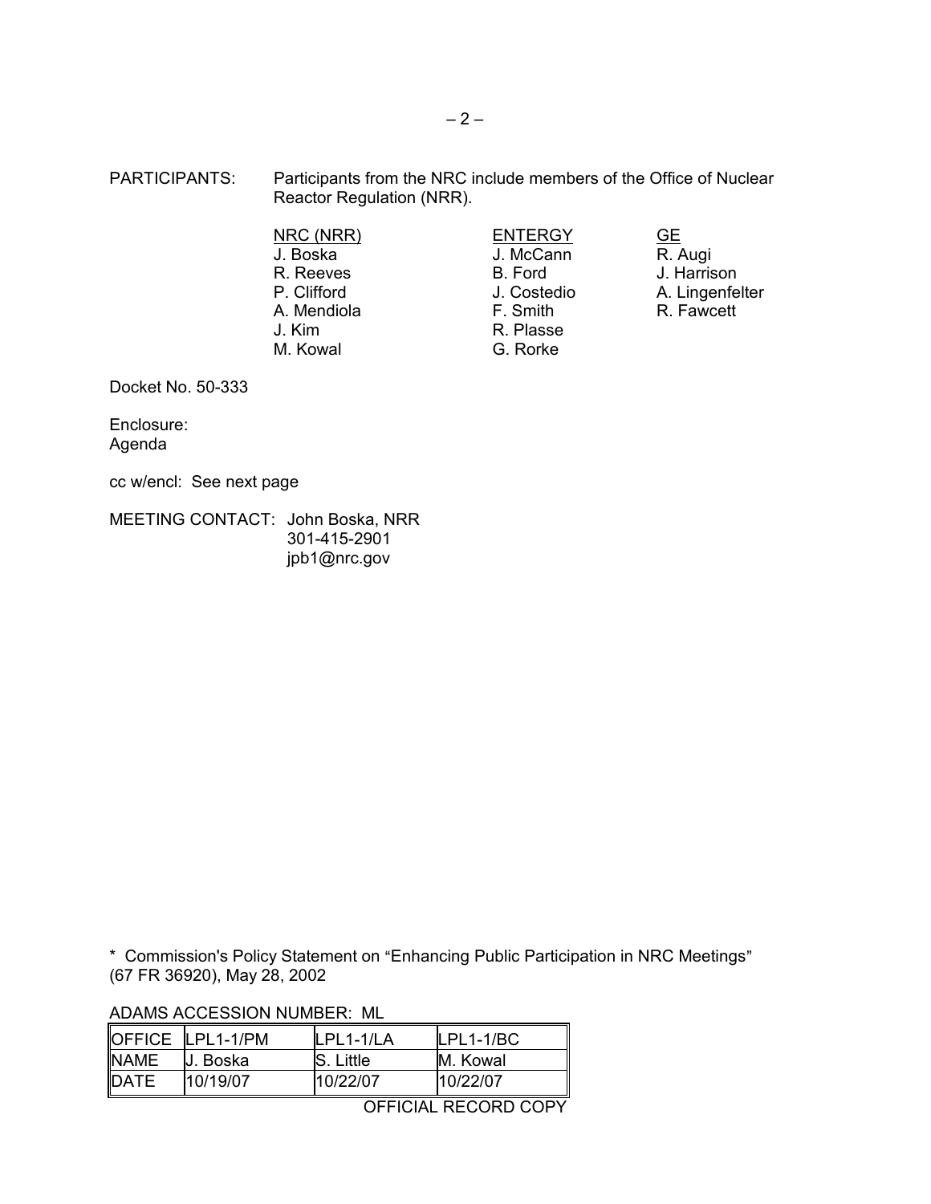PARTICIPANTS: Participants from the NRC include members of the Office of Nuclear Reactor Regulation (NRR).

| NRC (NRR) | ENTERGY | GE |
|---|---|---|
| J. Boska | J. McCann | R. Augi |
| R. Reeves | B. Ford | J. Harrison |
| P. Clifford | J. Costedio | A. Lingenfelter |
| A. Mendiola | F. Smith | R. Fawcett |
| J. Kim | R. Plasse | |
| M. Kowal | G. Rorke | |

Docket No. 50-333

Enclosure:
Agenda

cc w/encl: See next page

MEETING CONTACT: John Boska, NRR
301-415-2901
jpb1@nrc.gov

\* Commission's Policy Statement on "Enhancing Public Participation in NRC Meetings" (67 FR 36920), May 28, 2002

ADAMS ACCESSION NUMBER: ML

| OFFICE | LPL1-1/PM | LPL1-1/LA | LPL1-1/BC |
|---|---|---|---|
| NAME | J. Boska | S. Little | M. Kowal |
| DATE | 10/19/07 | 10/22/07 | 10/22/07 |

OFFICIAL RECORD COPY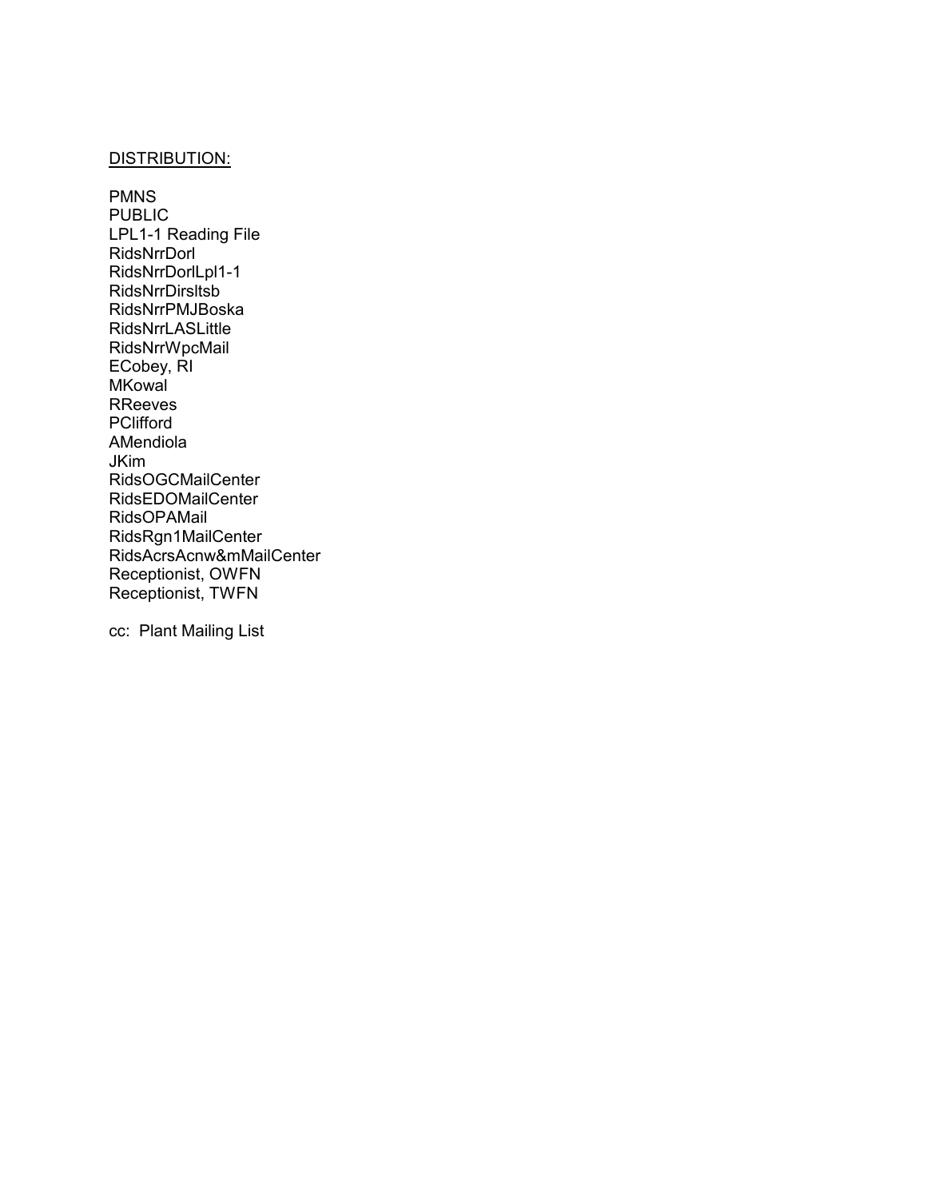<u>DISTRIBUTION:</u>

PMNS
PUBLIC
LPL1-1 Reading File
RidsNrrDorl
RidsNrrDorlLpl1-1
RidsNrrDirsItsb
RidsNrrPMJBoska
RidsNrrLASLittle
RidsNrrWpcMail
ECobey, RI
MKowal
RReeves
PClifford
AMendiola
JKim
RidsOGCMailCenter
RidsEDOMailCenter
RidsOPAMail
RidsRgn1MailCenter
RidsAcrsAcnw&mMailCenter
Receptionist, OWFN
Receptionist, TWFN

cc: Plant Mailing List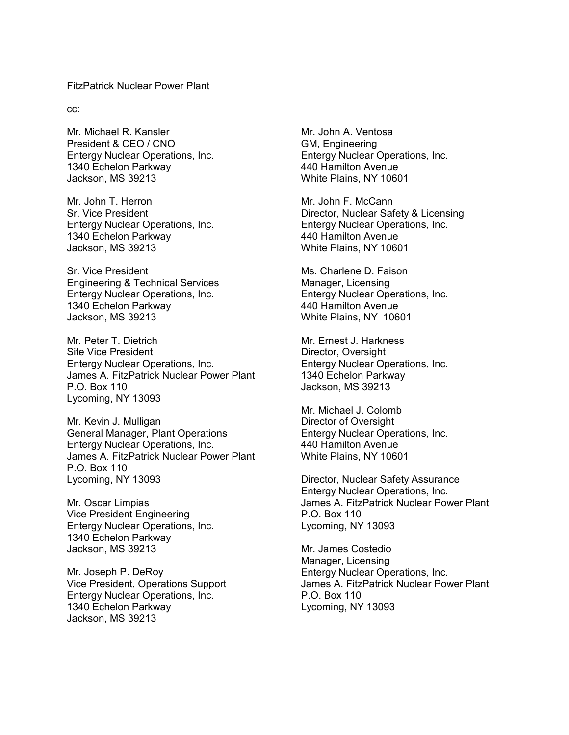FitzPatrick Nuclear Power Plant

cc:

Mr. Michael R. Kansler  
President & CEO / CNO  
Entergy Nuclear Operations, Inc.  
1340 Echelon Parkway  
Jackson, MS 39213

Mr. John T. Herron  
Sr. Vice President  
Entergy Nuclear Operations, Inc.  
1340 Echelon Parkway  
Jackson, MS 39213

Sr. Vice President  
Engineering & Technical Services  
Entergy Nuclear Operations, Inc.  
1340 Echelon Parkway  
Jackson, MS 39213

Mr. Peter T. Dietrich  
Site Vice President  
Entergy Nuclear Operations, Inc.  
James A. FitzPatrick Nuclear Power Plant  
P.O. Box 110  
Lycoming, NY 13093

Mr. Kevin J. Mulligan  
General Manager, Plant Operations  
Entergy Nuclear Operations, Inc.  
James A. FitzPatrick Nuclear Power Plant  
P.O. Box 110  
Lycoming, NY 13093

Mr. Oscar Limpias  
Vice President Engineering  
Entergy Nuclear Operations, Inc.  
1340 Echelon Parkway  
Jackson, MS 39213

Mr. Joseph P. DeRoy  
Vice President, Operations Support  
Entergy Nuclear Operations, Inc.  
1340 Echelon Parkway  
Jackson, MS 39213

Mr. John A. Ventosa  
GM, Engineering  
Entergy Nuclear Operations, Inc.  
440 Hamilton Avenue  
White Plains, NY 10601

Mr. John F. McCann  
Director, Nuclear Safety & Licensing  
Entergy Nuclear Operations, Inc.  
440 Hamilton Avenue  
White Plains, NY 10601

Ms. Charlene D. Faison  
Manager, Licensing  
Entergy Nuclear Operations, Inc.  
440 Hamilton Avenue  
White Plains, NY 10601

Mr. Ernest J. Harkness  
Director, Oversight  
Entergy Nuclear Operations, Inc.  
1340 Echelon Parkway  
Jackson, MS 39213

Mr. Michael J. Colomb  
Director of Oversight  
Entergy Nuclear Operations, Inc.  
440 Hamilton Avenue  
White Plains, NY 10601

Director, Nuclear Safety Assurance  
Entergy Nuclear Operations, Inc.  
James A. FitzPatrick Nuclear Power Plant  
P.O. Box 110  
Lycoming, NY 13093

Mr. James Costedio  
Manager, Licensing  
Entergy Nuclear Operations, Inc.  
James A. FitzPatrick Nuclear Power Plant  
P.O. Box 110  
Lycoming, NY 13093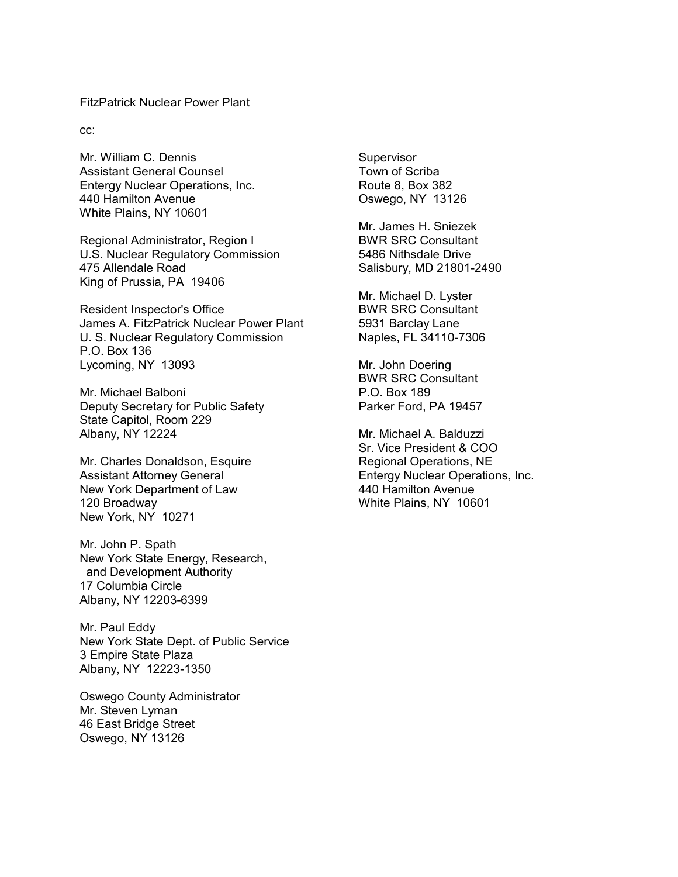FitzPatrick Nuclear Power Plant

cc:

Mr. William C. Dennis
Assistant General Counsel
Entergy Nuclear Operations, Inc.
440 Hamilton Avenue
White Plains, NY 10601

Regional Administrator, Region I
U.S. Nuclear Regulatory Commission
475 Allendale Road
King of Prussia, PA 19406

Resident Inspector's Office
James A. FitzPatrick Nuclear Power Plant
U. S. Nuclear Regulatory Commission
P.O. Box 136
Lycoming, NY 13093

Mr. Michael Balboni
Deputy Secretary for Public Safety
State Capitol, Room 229
Albany, NY 12224

Mr. Charles Donaldson, Esquire
Assistant Attorney General
New York Department of Law
120 Broadway
New York, NY 10271

Mr. John P. Spath
New York State Energy, Research,
and Development Authority
17 Columbia Circle
Albany, NY 12203-6399

Mr. Paul Eddy
New York State Dept. of Public Service
3 Empire State Plaza
Albany, NY 12223-1350

Oswego County Administrator
Mr. Steven Lyman
46 East Bridge Street
Oswego, NY 13126

Supervisor
Town of Scriba
Route 8, Box 382
Oswego, NY 13126

Mr. James H. Sniezek
BWR SRC Consultant
5486 Nithsdale Drive
Salisbury, MD 21801-2490

Mr. Michael D. Lyster
BWR SRC Consultant
5931 Barclay Lane
Naples, FL 34110-7306

Mr. John Doering
BWR SRC Consultant
P.O. Box 189
Parker Ford, PA 19457

Mr. Michael A. Balduzzi
Sr. Vice President & COO
Regional Operations, NE
Entergy Nuclear Operations, Inc.
440 Hamilton Avenue
White Plains, NY 10601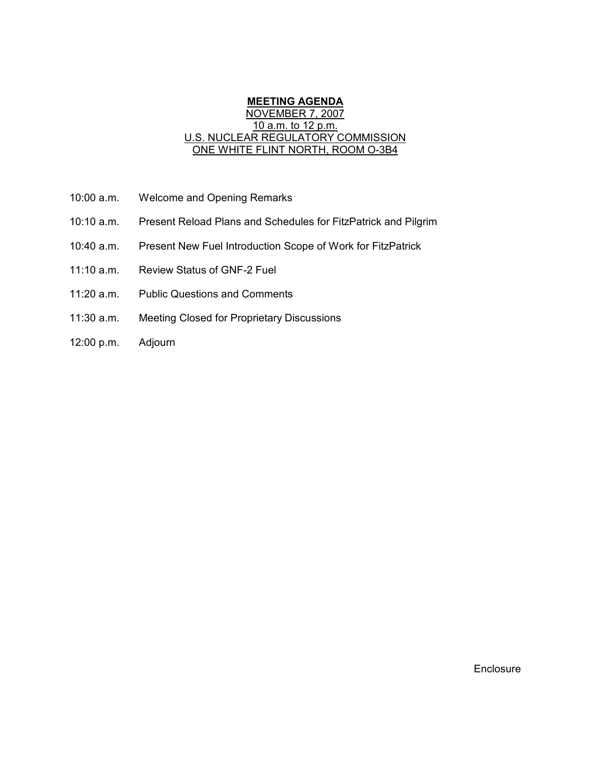# MEETING AGENDA

NOVEMBER 7, 2007
10 a.m. to 12 p.m.
U.S. NUCLEAR REGULATORY COMMISSION
ONE WHITE FLINT NORTH, ROOM O-3B4

| | |
|---|---|
| 10:00 a.m. | Welcome and Opening Remarks |
| 10:10 a.m. | Present Reload Plans and Schedules for FitzPatrick and Pilgrim |
| 10:40 a.m. | Present New Fuel Introduction Scope of Work for FitzPatrick |
| 11:10 a.m. | Review Status of GNF-2 Fuel |
| 11:20 a.m. | Public Questions and Comments |
| 11:30 a.m. | Meeting Closed for Proprietary Discussions |
| 12:00 p.m. | Adjourn |

Enclosure